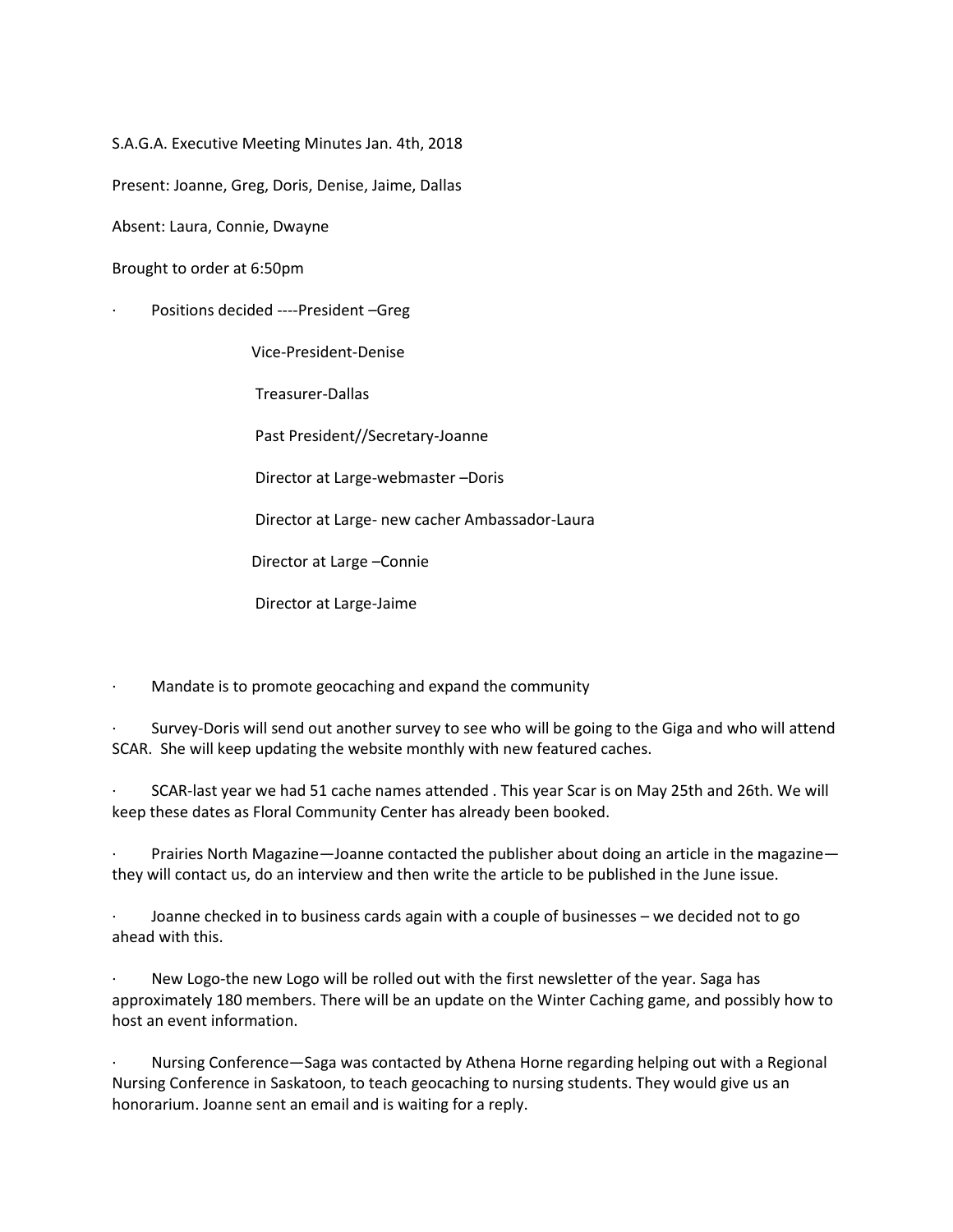S.A.G.A. Executive Meeting Minutes Jan. 4th, 2018

Present: Joanne, Greg, Doris, Denise, Jaime, Dallas

Absent: Laura, Connie, Dwayne

Brought to order at 6:50pm

- Positions decided ----President –Greg

  Vice-President-Denise

  Treasurer-Dallas

  Past President//Secretary-Joanne

  Director at Large-webmaster –Doris

  Director at Large- new cacher Ambassador-Laura

  Director at Large –Connie

  Director at Large-Jaime

- Mandate is to promote geocaching and expand the community

- Survey-Doris will send out another survey to see who will be going to the Giga and who will attend SCAR. She will keep updating the website monthly with new featured caches.

- SCAR-last year we had 51 cache names attended . This year Scar is on May 25th and 26th. We will keep these dates as Floral Community Center has already been booked.

- Prairies North Magazine—Joanne contacted the publisher about doing an article in the magazine—they will contact us, do an interview and then write the article to be published in the June issue.

- Joanne checked in to business cards again with a couple of businesses – we decided not to go ahead with this.

- New Logo-the new Logo will be rolled out with the first newsletter of the year. Saga has approximately 180 members. There will be an update on the Winter Caching game, and possibly how to host an event information.

- Nursing Conference—Saga was contacted by Athena Horne regarding helping out with a Regional Nursing Conference in Saskatoon, to teach geocaching to nursing students. They would give us an honorarium. Joanne sent an email and is waiting for a reply.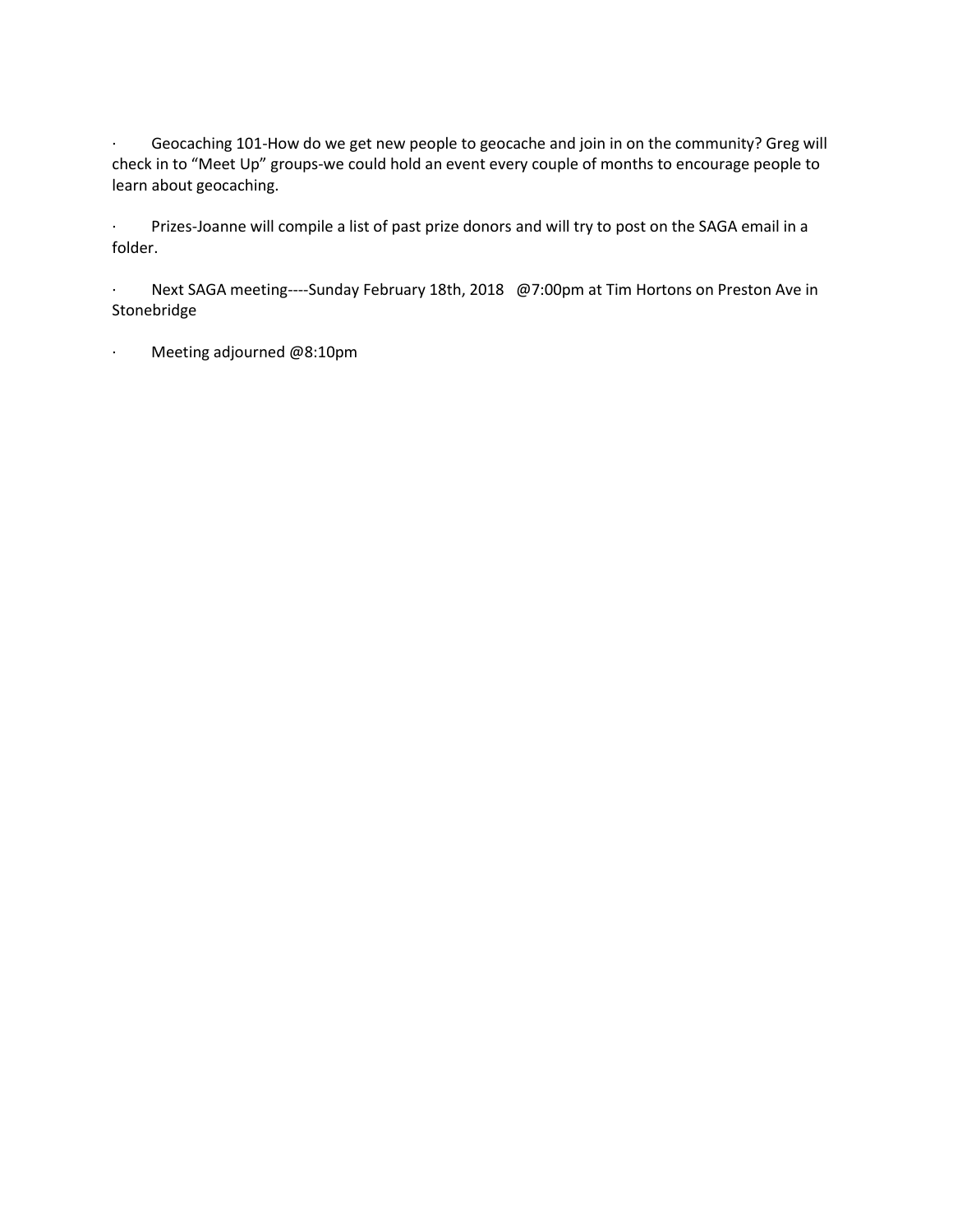- Geocaching 101-How do we get new people to geocache and join in on the community? Greg will check in to “Meet Up” groups-we could hold an event every couple of months to encourage people to learn about geocaching.

- Prizes-Joanne will compile a list of past prize donors and will try to post on the SAGA email in a folder.

- Next SAGA meeting----Sunday February 18th, 2018 @7:00pm at Tim Hortons on Preston Ave in Stonebridge

- Meeting adjourned @8:10pm